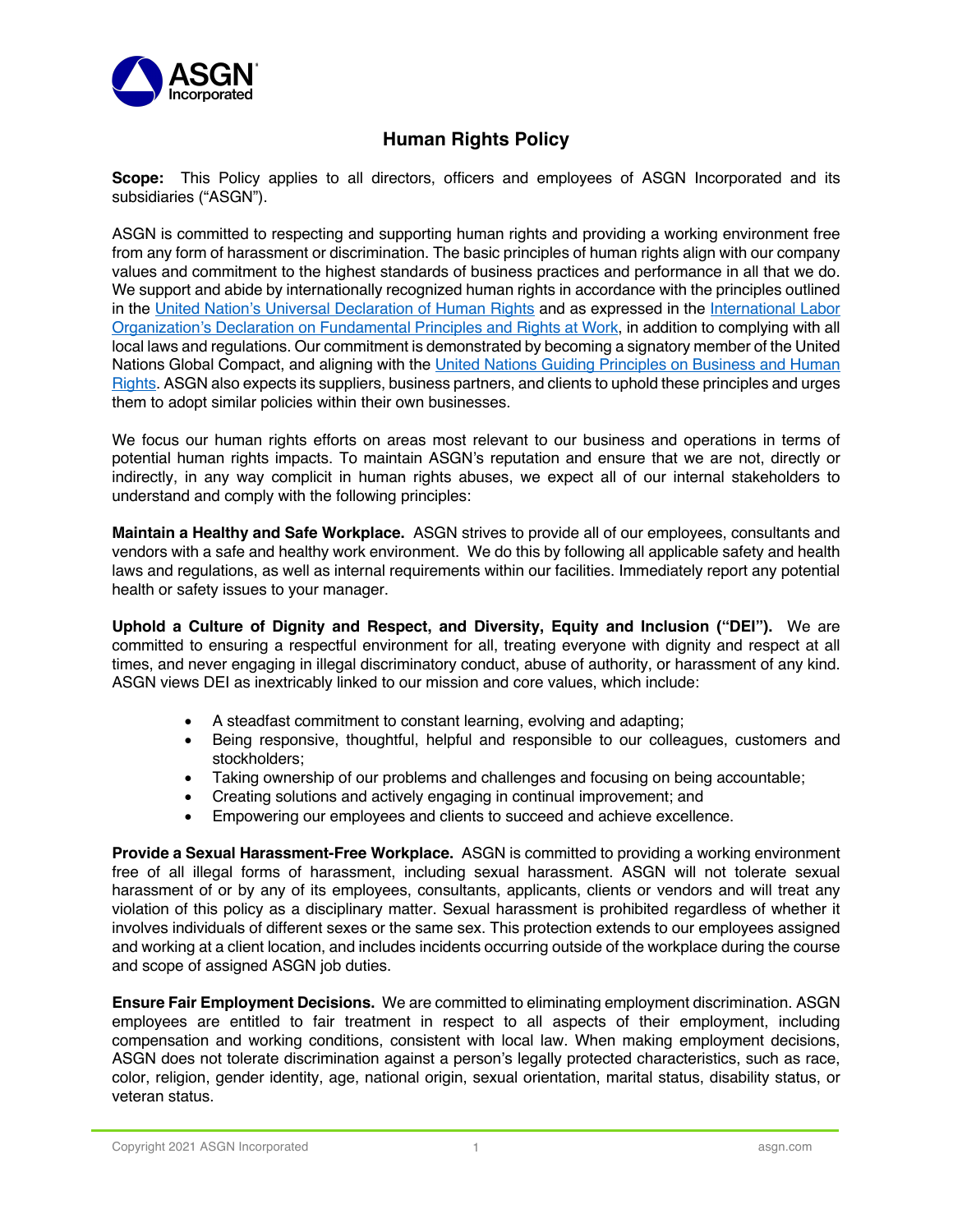# Human Rights Policy

**Scope:** This Policy applies to all directors, officers and employees of ASGN Incorporated and its subsidiaries ("ASGN").

ASGN is committed to respecting and supporting human rights and providing a working environment free from any form of harassment or discrimination. The basic principles of human rights align with our company values and commitment to the highest standards of business practices and performance in all that we do. We support and abide by internationally recognized human rights in accordance with the principles outlined in the United Nation's Universal Declaration of Human Rights and as expressed in the International Labor Organization's Declaration on Fundamental Principles and Rights at Work, in addition to complying with all local laws and regulations. Our commitment is demonstrated by becoming a signatory member of the United Nations Global Compact, and aligning with the United Nations Guiding Principles on Business and Human Rights. ASGN also expects its suppliers, business partners, and clients to uphold these principles and urges them to adopt similar policies within their own businesses.

We focus our human rights efforts on areas most relevant to our business and operations in terms of potential human rights impacts. To maintain ASGN's reputation and ensure that we are not, directly or indirectly, in any way complicit in human rights abuses, we expect all of our internal stakeholders to understand and comply with the following principles:

**Maintain a Healthy and Safe Workplace.** ASGN strives to provide all of our employees, consultants and vendors with a safe and healthy work environment. We do this by following all applicable safety and health laws and regulations, as well as internal requirements within our facilities. Immediately report any potential health or safety issues to your manager.

**Uphold a Culture of Dignity and Respect, and Diversity, Equity and Inclusion ("DEI").** We are committed to ensuring a respectful environment for all, treating everyone with dignity and respect at all times, and never engaging in illegal discriminatory conduct, abuse of authority, or harassment of any kind. ASGN views DEI as inextricably linked to our mission and core values, which include:

- A steadfast commitment to constant learning, evolving and adapting;
- Being responsive, thoughtful, helpful and responsible to our colleagues, customers and stockholders;
- Taking ownership of our problems and challenges and focusing on being accountable;
- Creating solutions and actively engaging in continual improvement; and
- Empowering our employees and clients to succeed and achieve excellence.

**Provide a Sexual Harassment-Free Workplace.** ASGN is committed to providing a working environment free of all illegal forms of harassment, including sexual harassment. ASGN will not tolerate sexual harassment of or by any of its employees, consultants, applicants, clients or vendors and will treat any violation of this policy as a disciplinary matter. Sexual harassment is prohibited regardless of whether it involves individuals of different sexes or the same sex. This protection extends to our employees assigned and working at a client location, and includes incidents occurring outside of the workplace during the course and scope of assigned ASGN job duties.

**Ensure Fair Employment Decisions.** We are committed to eliminating employment discrimination. ASGN employees are entitled to fair treatment in respect to all aspects of their employment, including compensation and working conditions, consistent with local law. When making employment decisions, ASGN does not tolerate discrimination against a person's legally protected characteristics, such as race, color, religion, gender identity, age, national origin, sexual orientation, marital status, disability status, or veteran status.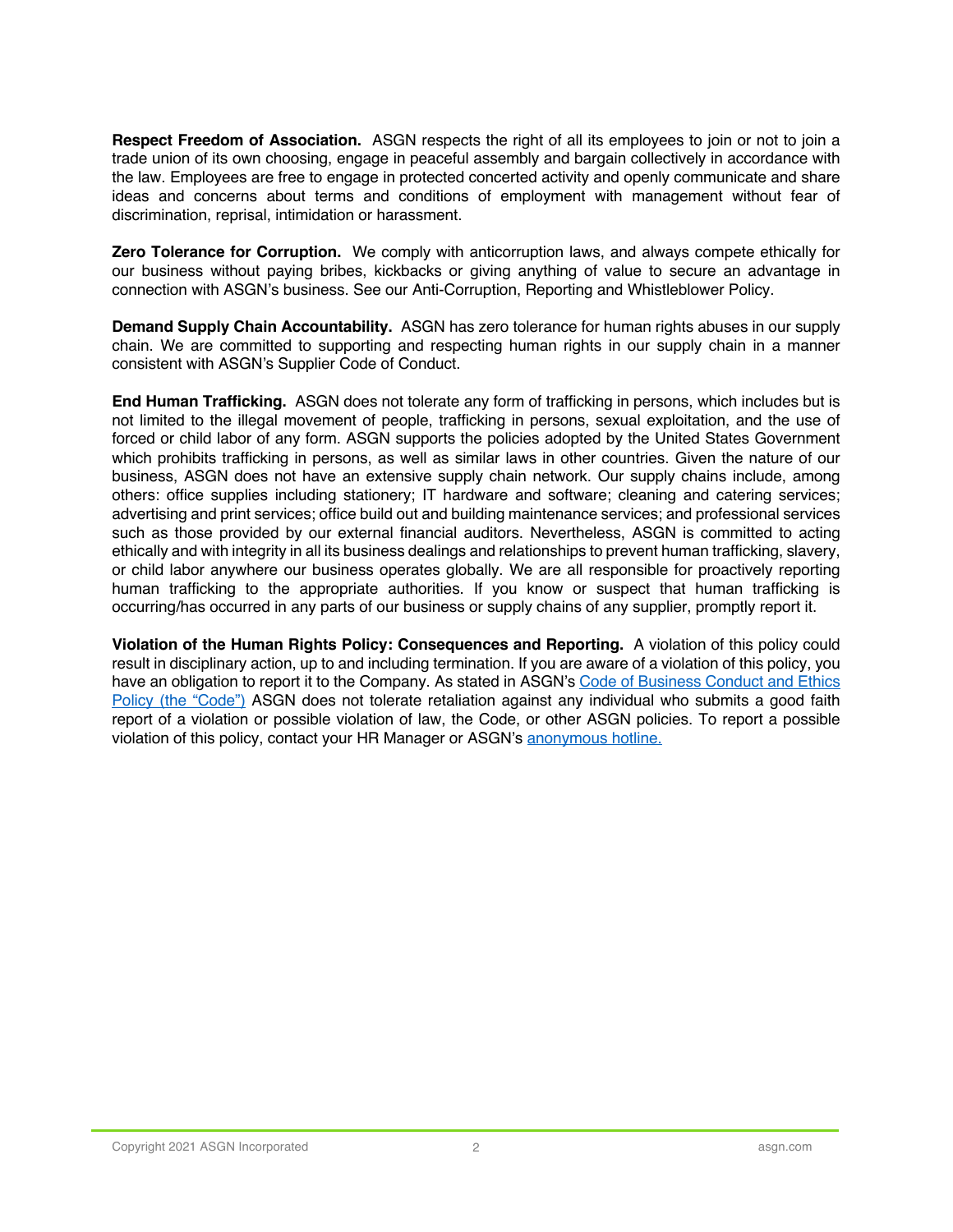**Respect Freedom of Association.** ASGN respects the right of all its employees to join or not to join a trade union of its own choosing, engage in peaceful assembly and bargain collectively in accordance with the law. Employees are free to engage in protected concerted activity and openly communicate and share ideas and concerns about terms and conditions of employment with management without fear of discrimination, reprisal, intimidation or harassment.

**Zero Tolerance for Corruption.** We comply with anticorruption laws, and always compete ethically for our business without paying bribes, kickbacks or giving anything of value to secure an advantage in connection with ASGN's business. See our Anti-Corruption, Reporting and Whistleblower Policy.

**Demand Supply Chain Accountability.** ASGN has zero tolerance for human rights abuses in our supply chain. We are committed to supporting and respecting human rights in our supply chain in a manner consistent with ASGN's Supplier Code of Conduct.

**End Human Trafficking.** ASGN does not tolerate any form of trafficking in persons, which includes but is not limited to the illegal movement of people, trafficking in persons, sexual exploitation, and the use of forced or child labor of any form. ASGN supports the policies adopted by the United States Government which prohibits trafficking in persons, as well as similar laws in other countries. Given the nature of our business, ASGN does not have an extensive supply chain network. Our supply chains include, among others: office supplies including stationery; IT hardware and software; cleaning and catering services; advertising and print services; office build out and building maintenance services; and professional services such as those provided by our external financial auditors. Nevertheless, ASGN is committed to acting ethically and with integrity in all its business dealings and relationships to prevent human trafficking, slavery, or child labor anywhere our business operates globally. We are all responsible for proactively reporting human trafficking to the appropriate authorities. If you know or suspect that human trafficking is occurring/has occurred in any parts of our business or supply chains of any supplier, promptly report it.

**Violation of the Human Rights Policy: Consequences and Reporting.** A violation of this policy could result in disciplinary action, up to and including termination. If you are aware of a violation of this policy, you have an obligation to report it to the Company. As stated in ASGN's Code of Business Conduct and Ethics Policy (the "Code") ASGN does not tolerate retaliation against any individual who submits a good faith report of a violation or possible violation of law, the Code, or other ASGN policies. To report a possible violation of this policy, contact your HR Manager or ASGN's anonymous hotline.